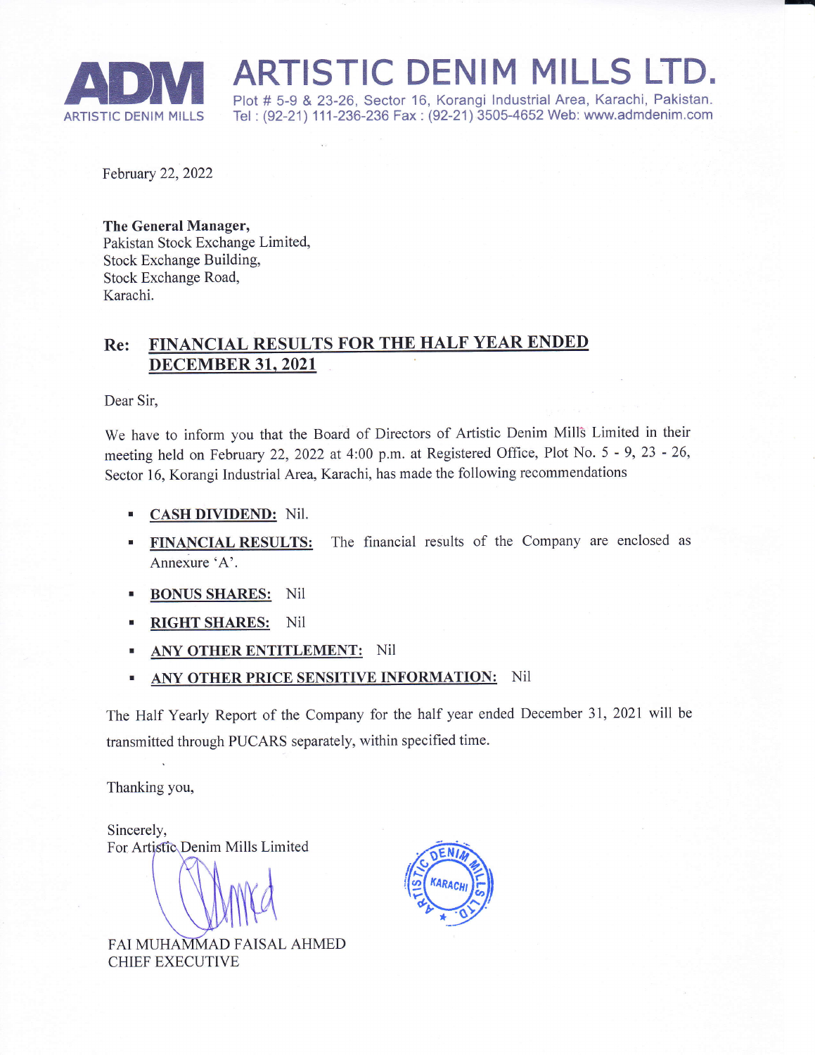# ARTISTIC DENIM MILLS LTD.

Plot # 5-9 & 23-26, Sector 16, Korangi Industrial Area, Karachi, Pakistan.
Tel : (92-21) 111-236-236 Fax : (92-21) 3505-4652 Web: www.admdenim.com

February 22, 2022

**The General Manager,**
Pakistan Stock Exchange Limited,
Stock Exchange Building,
Stock Exchange Road,
Karachi.

**Re: <u>FINANCIAL RESULTS FOR THE HALF YEAR ENDED DECEMBER 31, 2021</u>**

Dear Sir,

We have to inform you that the Board of Directors of Artistic Denim Mills Limited in their meeting held on February 22, 2022 at 4:00 p.m. at Registered Office, Plot No. 5 - 9, 23 - 26, Sector 16, Korangi Industrial Area, Karachi, has made the following recommendations

- **<u>CASH DIVIDEND:</u>** Nil.
- **<u>FINANCIAL RESULTS:</u>** The financial results of the Company are enclosed as Annexure 'A'.
- **<u>BONUS SHARES:</u>** Nil
- **<u>RIGHT SHARES:</u>** Nil
- **<u>ANY OTHER ENTITLEMENT:</u>** Nil
- **<u>ANY OTHER PRICE SENSITIVE INFORMATION:</u>** Nil

The Half Yearly Report of the Company for the half year ended December 31, 2021 will be transmitted through PUCARS separately, within specified time.

Thanking you,

Sincerely,
For Artistic Denim Mills Limited

FAI MUHAMMAD FAISAL AHMED
CHIEF EXECUTIVE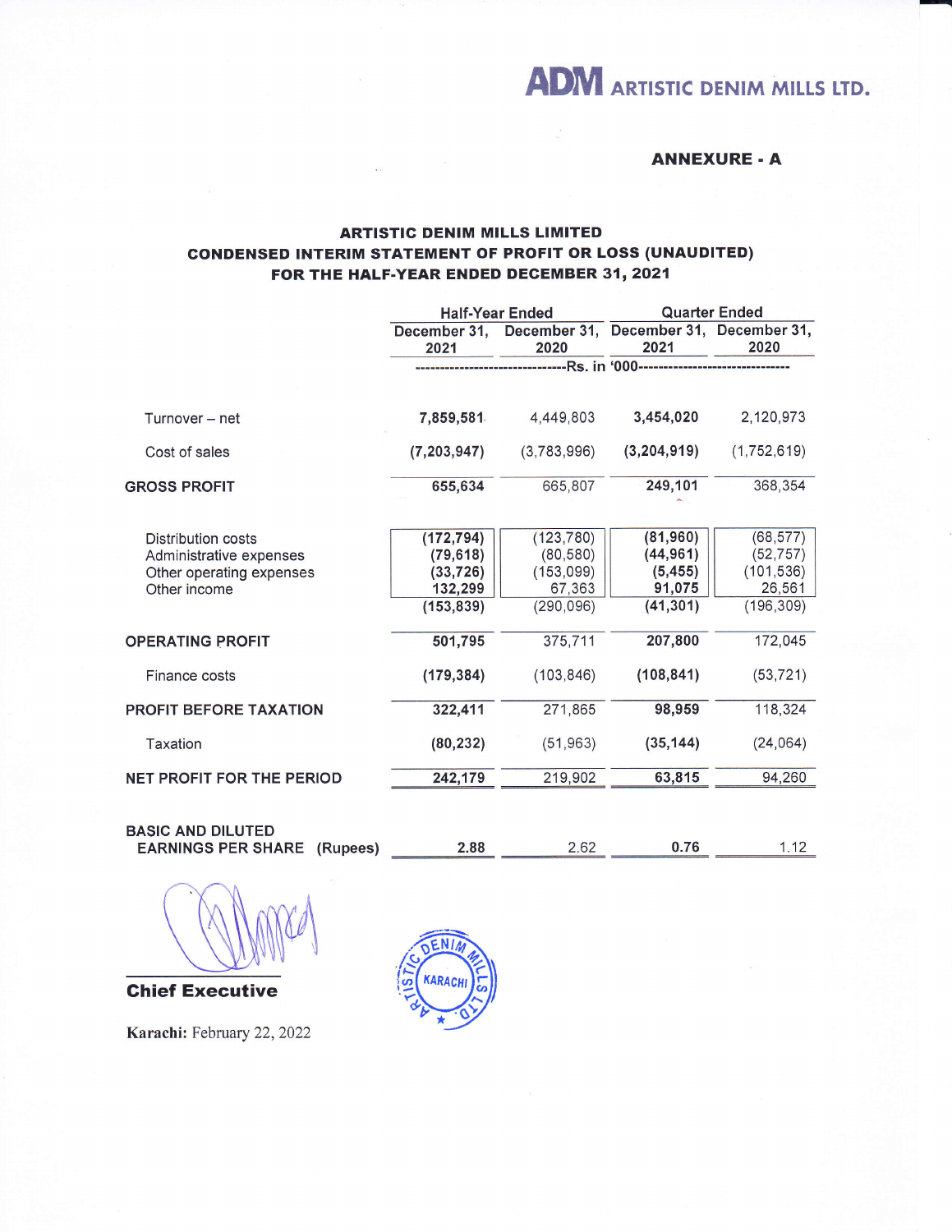**ADM** ARTISTIC DENIM MILLS LTD.

**ANNEXURE - A**

## ARTISTIC DENIM MILLS LIMITED
## CONDENSED INTERIM STATEMENT OF PROFIT OR LOSS (UNAUDITED)
## FOR THE HALF-YEAR ENDED DECEMBER 31, 2021

| | Half-Year Ended | | Quarter Ended | |
|---|---|---|---|---|
| | December 31, 2021 | December 31, 2020 | December 31, 2021 | December 31, 2020 |
| | Rs. in '000 | | | |
| Turnover – net | **7,859,581** | 4,449,803 | **3,454,020** | 2,120,973 |
| Cost of sales | **(7,203,947)** | (3,783,996) | **(3,204,919)** | (1,752,619) |
| **GROSS PROFIT** | **655,634** | 665,807 | **249,101** | 368,354 |
| Distribution costs | **(172,794)** | (123,780) | **(81,960)** | (68,577) |
| Administrative expenses | **(79,618)** | (80,580) | **(44,961)** | (52,757) |
| Other operating expenses | **(33,726)** | (153,099) | **(5,455)** | (101,536) |
| Other income | **132,299** | 67,363 | **91,075** | 26,561 |
| | **(153,839)** | (290,096) | **(41,301)** | (196,309) |
| **OPERATING PROFIT** | **501,795** | 375,711 | **207,800** | 172,045 |
| Finance costs | **(179,384)** | (103,846) | **(108,841)** | (53,721) |
| **PROFIT BEFORE TAXATION** | **322,411** | 271,865 | **98,959** | 118,324 |
| Taxation | **(80,232)** | (51,963) | **(35,144)** | (24,064) |
| **NET PROFIT FOR THE PERIOD** | **242,179** | 219,902 | **63,815** | 94,260 |
| **BASIC AND DILUTED EARNINGS PER SHARE (Rupees)** | **2.88** | 2.62 | **0.76** | 1.12 |

**Chief Executive**

**Karachi:** February 22, 2022